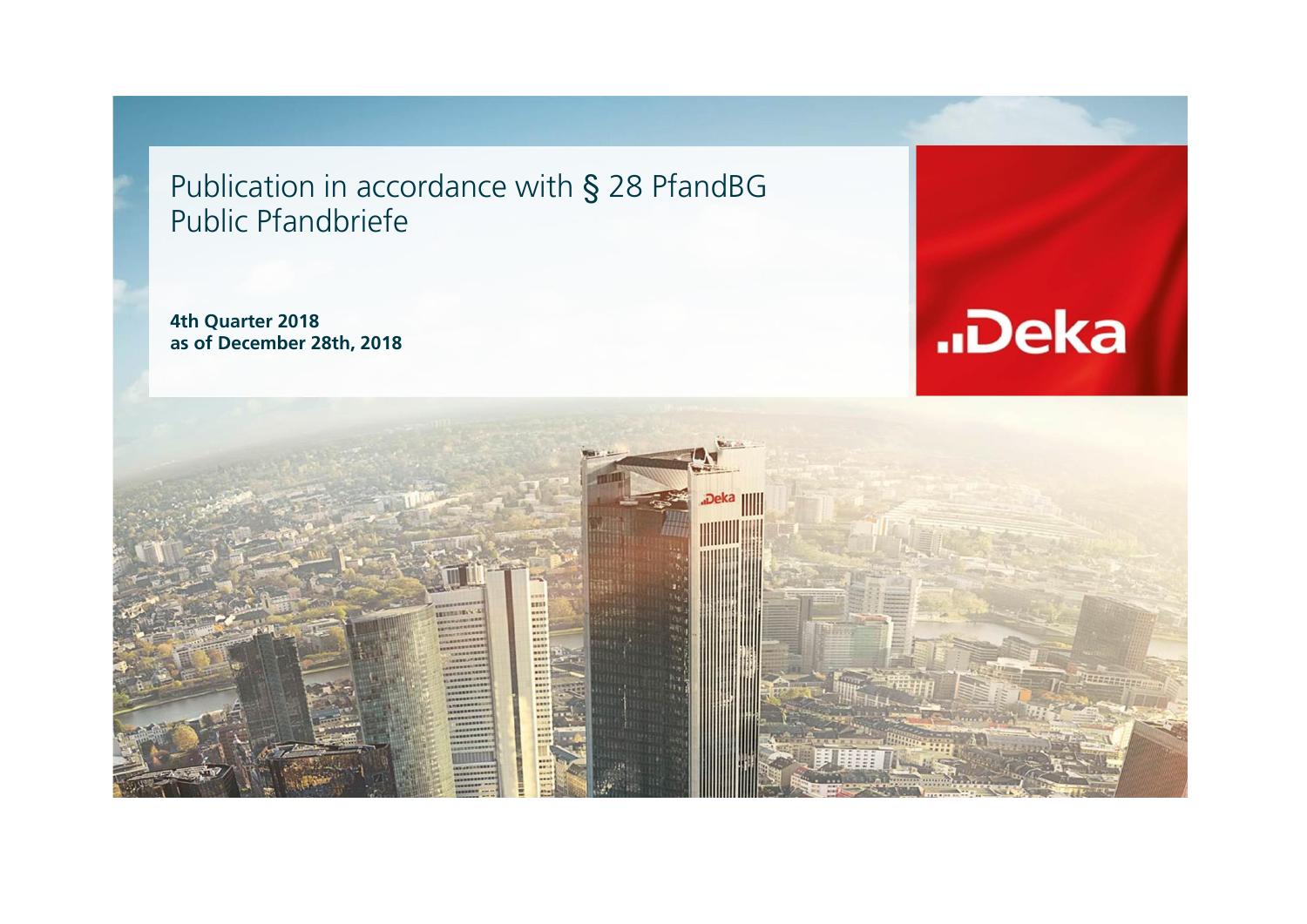# Publication in accordance with § 28 PfandBG Public Pfandbriefe

**4th Quarter 2018**
**as of December 28th, 2018**

Deka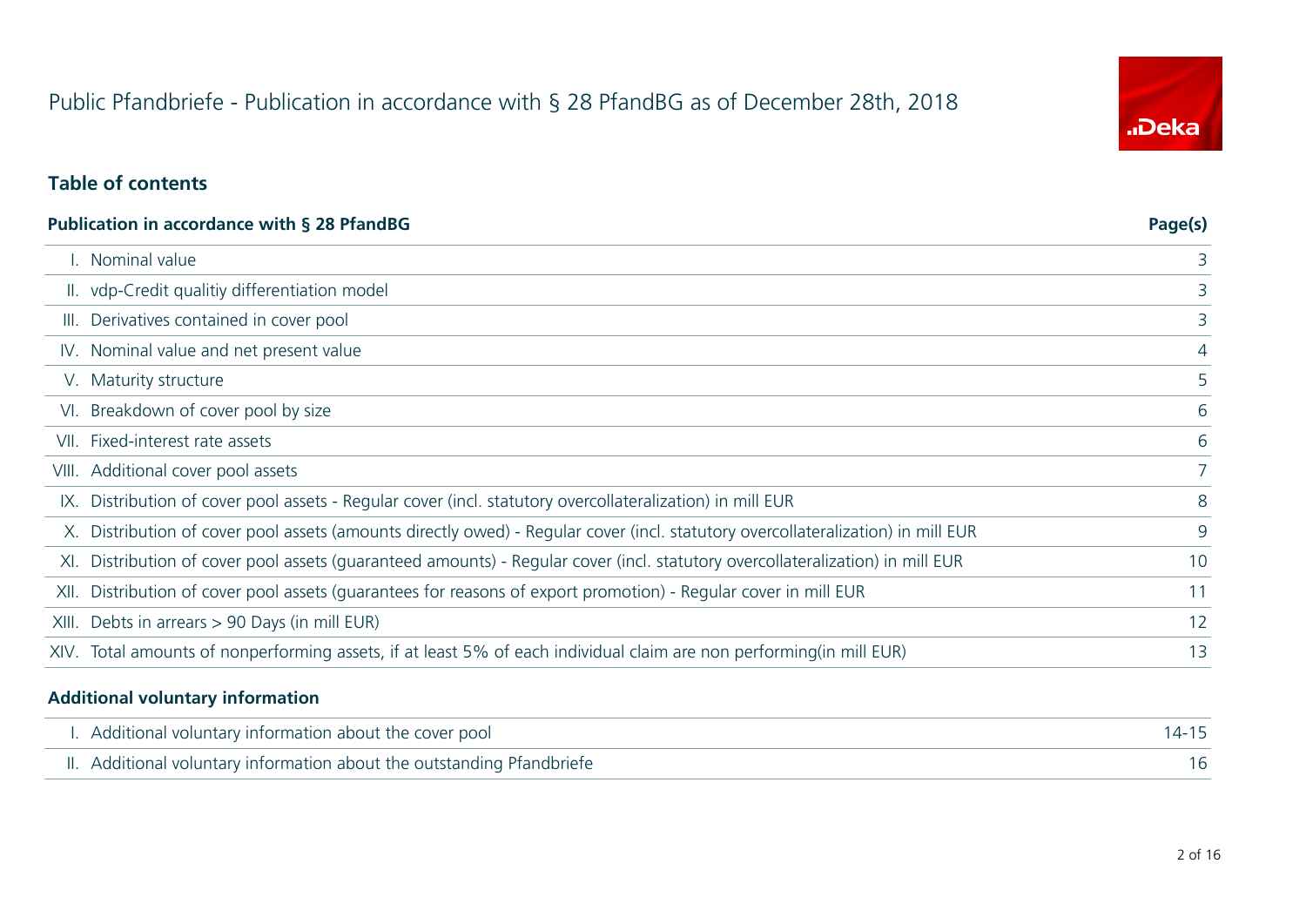# Public Pfandbriefe - Publication in accordance with § 28 PfandBG as of December 28th, 2018

## Table of contents

| Publication in accordance with § 28 PfandBG | Page(s) |
|---|---|
| I. Nominal value | 3 |
| II. vdp-Credit qualitiy differentiation model | 3 |
| III. Derivatives contained in cover pool | 3 |
| IV. Nominal value and net present value | 4 |
| V. Maturity structure | 5 |
| VI. Breakdown of cover pool by size | 6 |
| VII. Fixed-interest rate assets | 6 |
| VIII. Additional cover pool assets | 7 |
| IX. Distribution of cover pool assets - Regular cover (incl. statutory overcollateralization) in mill EUR | 8 |
| X. Distribution of cover pool assets (amounts directly owed) - Regular cover (incl. statutory overcollateralization) in mill EUR | 9 |
| XI. Distribution of cover pool assets (guaranteed amounts) - Regular cover (incl. statutory overcollateralization) in mill EUR | 10 |
| XII. Distribution of cover pool assets (guarantees for reasons of export promotion) - Regular cover in mill EUR | 11 |
| XIII. Debts in arrears > 90 Days (in mill EUR) | 12 |
| XIV. Total amounts of nonperforming assets, if at least 5% of each individual claim are non performing(in mill EUR) | 13 |

| Additional voluntary information | |
|---|---|
| I. Additional voluntary information about the cover pool | 14-15 |
| II. Additional voluntary information about the outstanding Pfandbriefe | 16 |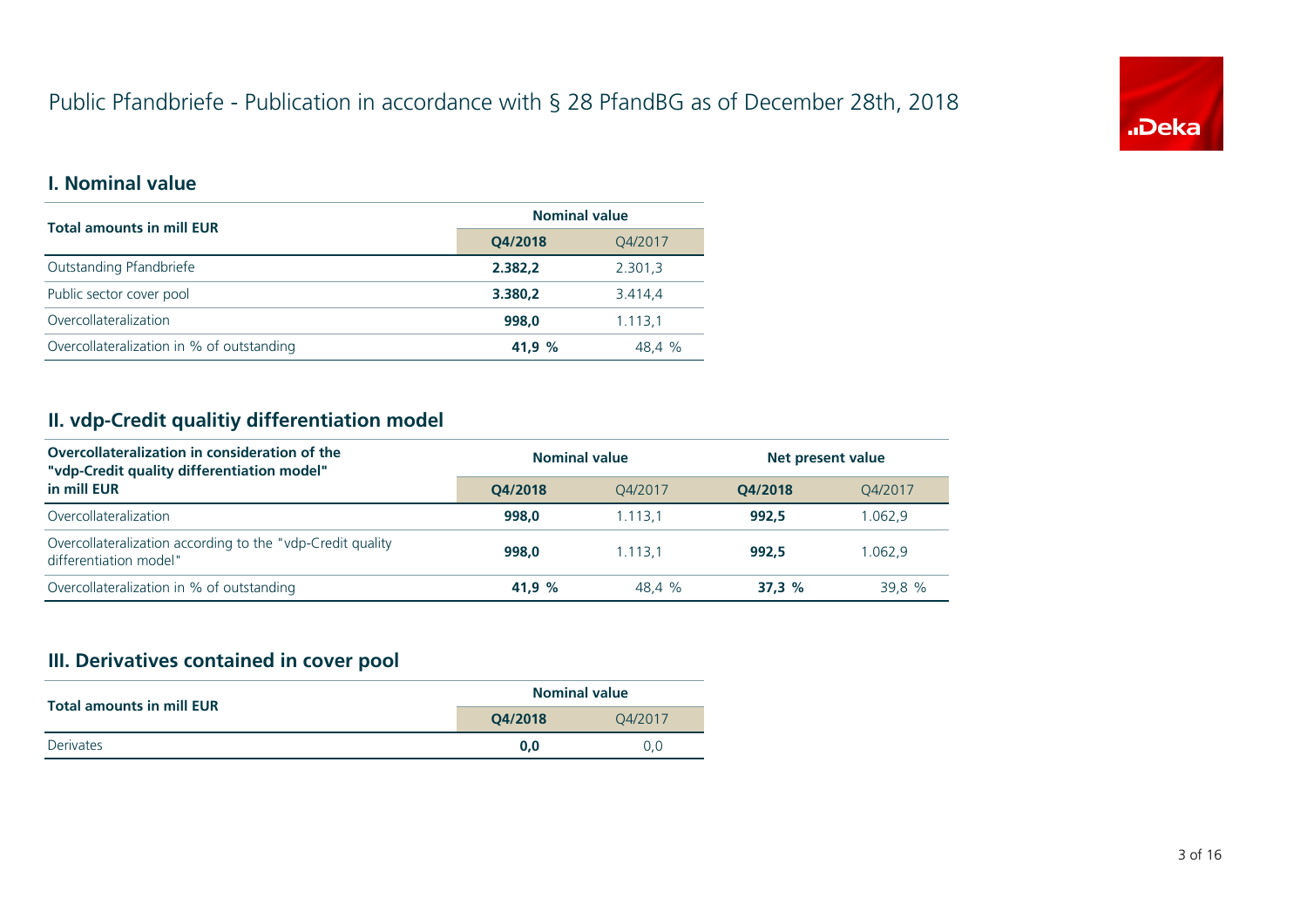# Public Pfandbriefe - Publication in accordance with § 28 PfandBG as of December 28th, 2018

## I. Nominal value

| Total amounts in mill EUR | Nominal value | |
|---|---|---|
| | **Q4/2018** | Q4/2017 |
| Outstanding Pfandbriefe | **2.382,2** | 2.301,3 |
| Public sector cover pool | **3.380,2** | 3.414,4 |
| Overcollateralization | **998,0** | 1.113,1 |
| Overcollateralization in % of outstanding | **41,9 %** | 48,4 % |

## II. vdp-Credit qualitiy differentiation model

| Overcollateralization in consideration of the "vdp-Credit quality differentiation model" in mill EUR | Nominal value | | Net present value | |
|---|---|---|---|---|
| | **Q4/2018** | Q4/2017 | **Q4/2018** | Q4/2017 |
| Overcollateralization | **998,0** | 1.113,1 | **992,5** | 1.062,9 |
| Overcollateralization according to the "vdp-Credit quality differentiation model" | **998,0** | 1.113,1 | **992,5** | 1.062,9 |
| Overcollateralization in % of outstanding | **41,9 %** | 48,4 % | **37,3 %** | 39,8 % |

## III. Derivatives contained in cover pool

| Total amounts in mill EUR | Nominal value | |
|---|---|---|
| | **Q4/2018** | Q4/2017 |
| Derivates | **0,0** | 0,0 |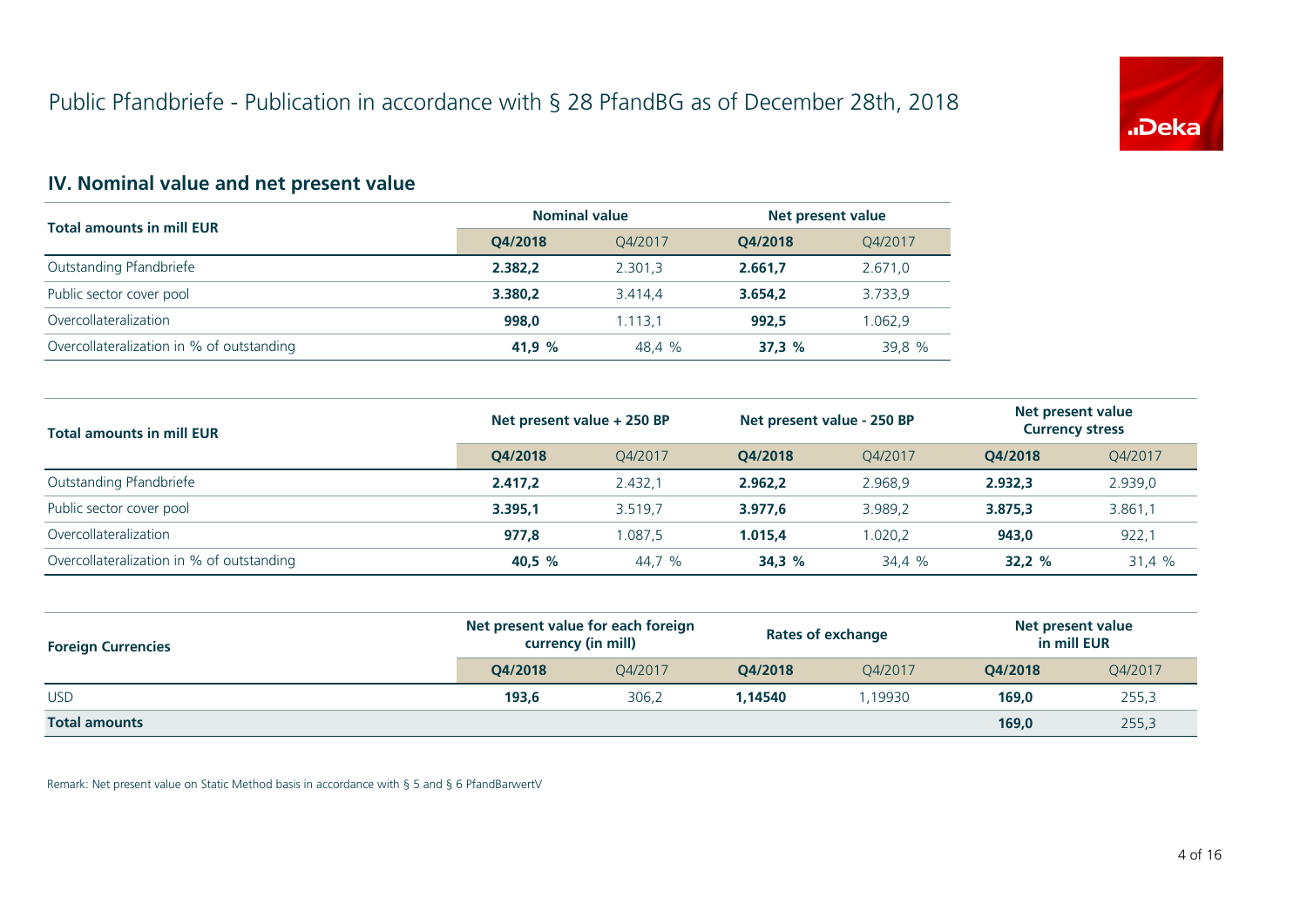# Public Pfandbriefe - Publication in accordance with § 28 PfandBG as of December 28th, 2018

## IV. Nominal value and net present value

| Total amounts in mill EUR | Nominal value | | Net present value | |
|---|---|---|---|---|
| | **Q4/2018** | Q4/2017 | **Q4/2018** | Q4/2017 |
| Outstanding Pfandbriefe | **2.382,2** | 2.301,3 | **2.661,7** | 2.671,0 |
| Public sector cover pool | **3.380,2** | 3.414,4 | **3.654,2** | 3.733,9 |
| Overcollateralization | **998,0** | 1.113,1 | **992,5** | 1.062,9 |
| Overcollateralization in % of outstanding | **41,9 %** | 48,4 % | **37,3 %** | 39,8 % |

| Total amounts in mill EUR | Net present value + 250 BP | | Net present value - 250 BP | | Net present value Currency stress | |
|---|---|---|---|---|---|---|
| | **Q4/2018** | Q4/2017 | **Q4/2018** | Q4/2017 | **Q4/2018** | Q4/2017 |
| Outstanding Pfandbriefe | **2.417,2** | 2.432,1 | **2.962,2** | 2.968,9 | **2.932,3** | 2.939,0 |
| Public sector cover pool | **3.395,1** | 3.519,7 | **3.977,6** | 3.989,2 | **3.875,3** | 3.861,1 |
| Overcollateralization | **977,8** | 1.087,5 | **1.015,4** | 1.020,2 | **943,0** | 922,1 |
| Overcollateralization in % of outstanding | **40,5 %** | 44,7 % | **34,3 %** | 34,4 % | **32,2 %** | 31,4 % |

| Foreign Currencies | Net present value for each foreign currency (in mill) | | Rates of exchange | | Net present value in mill EUR | |
|---|---|---|---|---|---|---|
| | **Q4/2018** | Q4/2017 | **Q4/2018** | Q4/2017 | **Q4/2018** | Q4/2017 |
| USD | **193,6** | 306,2 | **1,14540** | 1,19930 | **169,0** | 255,3 |
| **Total amounts** | | | | | **169,0** | 255,3 |

Remark: Net present value on Static Method basis in accordance with § 5 and § 6 PfandBarwertV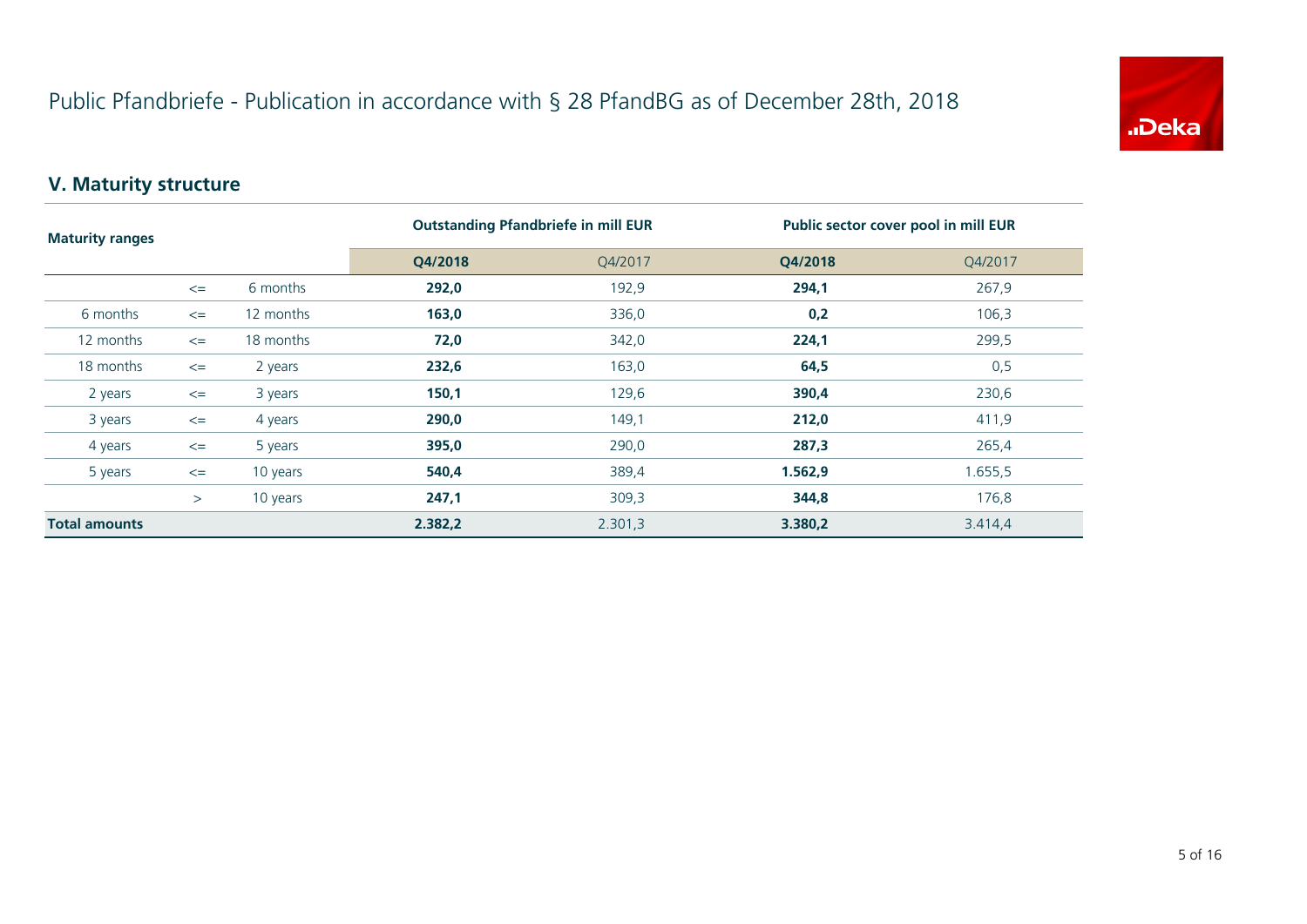# Public Pfandbriefe - Publication in accordance with § 28 PfandBG as of December 28th, 2018

## V. Maturity structure

| Maturity ranges | | | Outstanding Pfandbriefe in mill EUR | | Public sector cover pool in mill EUR | |
|---|---|---|---|---|---|---|
| | | | **Q4/2018** | Q4/2017 | **Q4/2018** | Q4/2017 |
| | <= | 6 months | **292,0** | 192,9 | **294,1** | 267,9 |
| 6 months | <= | 12 months | **163,0** | 336,0 | **0,2** | 106,3 |
| 12 months | <= | 18 months | **72,0** | 342,0 | **224,1** | 299,5 |
| 18 months | <= | 2 years | **232,6** | 163,0 | **64,5** | 0,5 |
| 2 years | <= | 3 years | **150,1** | 129,6 | **390,4** | 230,6 |
| 3 years | <= | 4 years | **290,0** | 149,1 | **212,0** | 411,9 |
| 4 years | <= | 5 years | **395,0** | 290,0 | **287,3** | 265,4 |
| 5 years | <= | 10 years | **540,4** | 389,4 | **1.562,9** | 1.655,5 |
| | > | 10 years | **247,1** | 309,3 | **344,8** | 176,8 |
| **Total amounts** | | | **2.382,2** | 2.301,3 | **3.380,2** | 3.414,4 |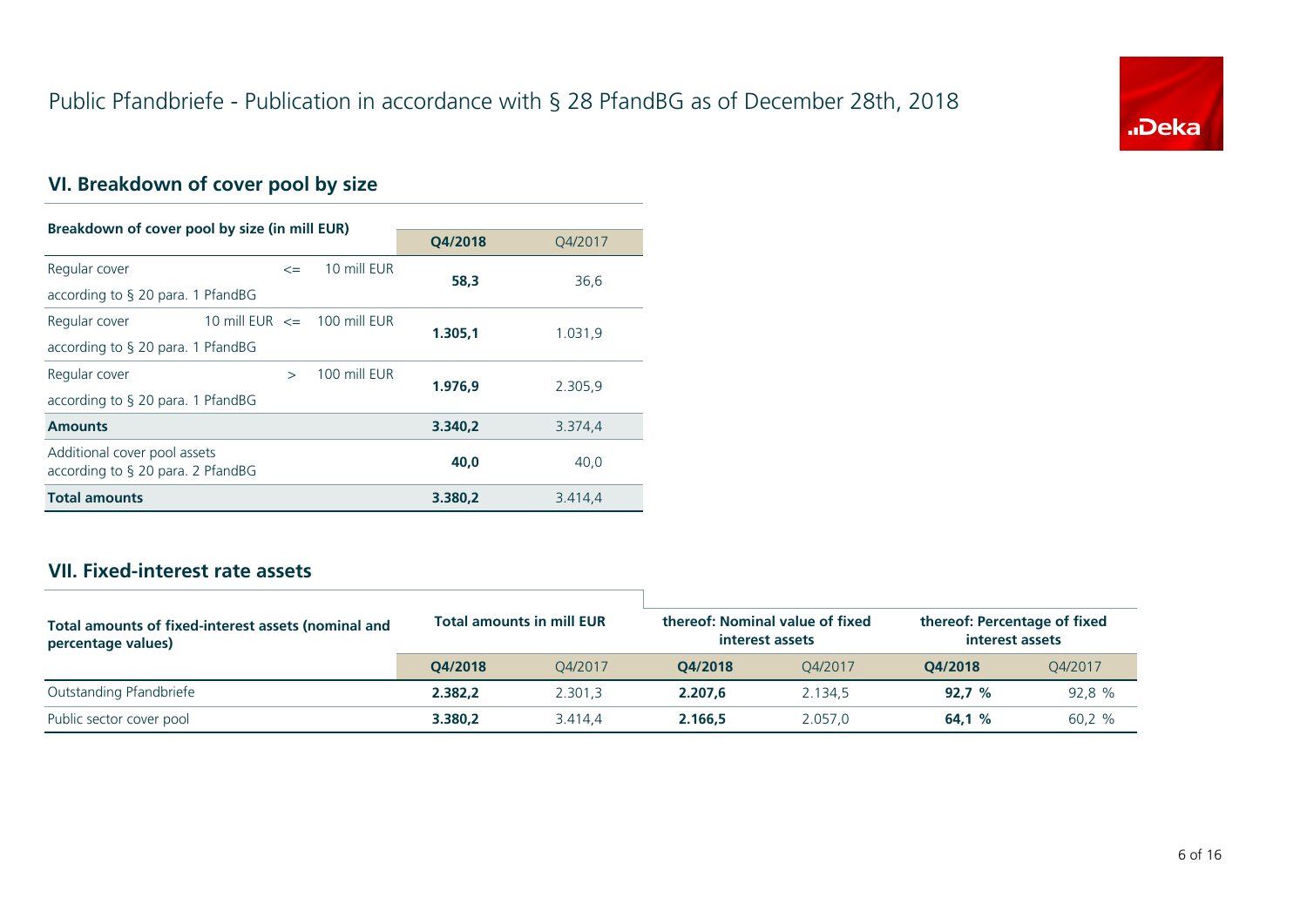# Public Pfandbriefe - Publication in accordance with § 28 PfandBG as of December 28th, 2018

## VI. Breakdown of cover pool by size

| Breakdown of cover pool by size (in mill EUR) | | | | Q4/2018 | Q4/2017 |
|---|---|---|---|---|---|
| Regular cover according to § 20 para. 1 PfandBG | | <= | 10 mill EUR | **58,3** | 36,6 |
| Regular cover according to § 20 para. 1 PfandBG | 10 mill EUR | <= | 100 mill EUR | **1.305,1** | 1.031,9 |
| Regular cover according to § 20 para. 1 PfandBG | | > | 100 mill EUR | **1.976,9** | 2.305,9 |
| **Amounts** | | | | **3.340,2** | 3.374,4 |
| Additional cover pool assets according to § 20 para. 2 PfandBG | | | | **40,0** | 40,0 |
| **Total amounts** | | | | **3.380,2** | 3.414,4 |

## VII. Fixed-interest rate assets

| Total amounts of fixed-interest assets (nominal and percentage values) | Total amounts in mill EUR | | thereof: Nominal value of fixed interest assets | | thereof: Percentage of fixed interest assets | |
|---|---|---|---|---|---|---|
| | Q4/2018 | Q4/2017 | Q4/2018 | Q4/2017 | Q4/2018 | Q4/2017 |
| Outstanding Pfandbriefe | **2.382,2** | 2.301,3 | **2.207,6** | 2.134,5 | **92,7 %** | 92,8 % |
| Public sector cover pool | **3.380,2** | 3.414,4 | **2.166,5** | 2.057,0 | **64,1 %** | 60,2 % |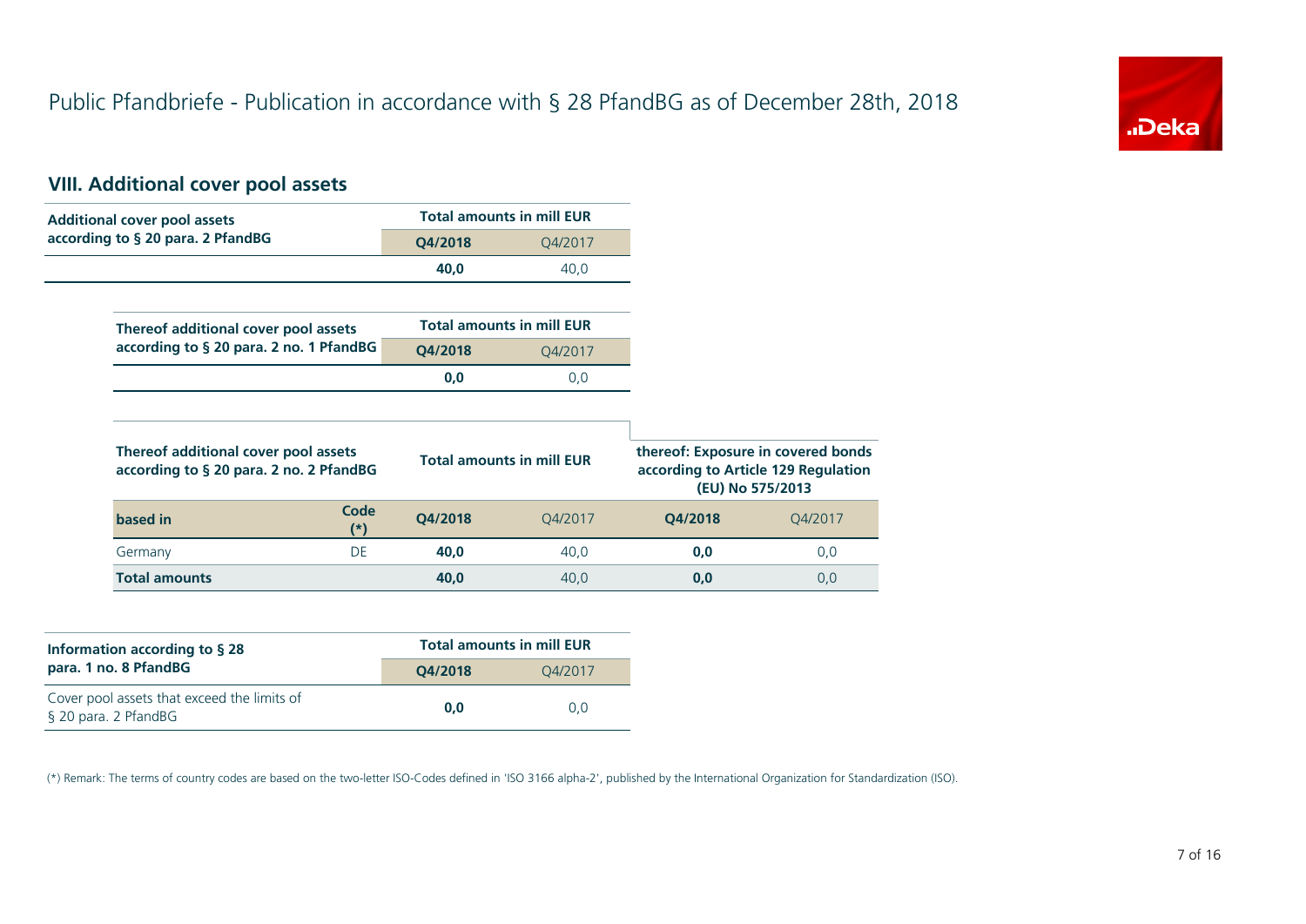# Public Pfandbriefe - Publication in accordance with § 28 PfandBG as of December 28th, 2018

## VIII. Additional cover pool assets

| Additional cover pool assets according to § 20 para. 2 PfandBG | Total amounts in mill EUR | |
|---|---|---|
| | **Q4/2018** | Q4/2017 |
| | **40,0** | 40,0 |

| Thereof additional cover pool assets according to § 20 para. 2 no. 1 PfandBG | Total amounts in mill EUR | |
|---|---|---|
| | **Q4/2018** | Q4/2017 |
| | **0,0** | 0,0 |

| Thereof additional cover pool assets according to § 20 para. 2 no. 2 PfandBG | | Total amounts in mill EUR | | thereof: Exposure in covered bonds according to Article 129 Regulation (EU) No 575/2013 | |
|---|---|---|---|---|---|
| **based in** | **Code (*)** | **Q4/2018** | Q4/2017 | **Q4/2018** | Q4/2017 |
| Germany | DE | **40,0** | 40,0 | **0,0** | 0,0 |
| **Total amounts** | | **40,0** | 40,0 | **0,0** | 0,0 |

| Information according to § 28 para. 1 no. 8 PfandBG | Total amounts in mill EUR | |
|---|---|---|
| | **Q4/2018** | Q4/2017 |
| Cover pool assets that exceed the limits of § 20 para. 2 PfandBG | **0,0** | 0,0 |

(*) Remark: The terms of country codes are based on the two-letter ISO-Codes defined in 'ISO 3166 alpha-2', published by the International Organization for Standardization (ISO).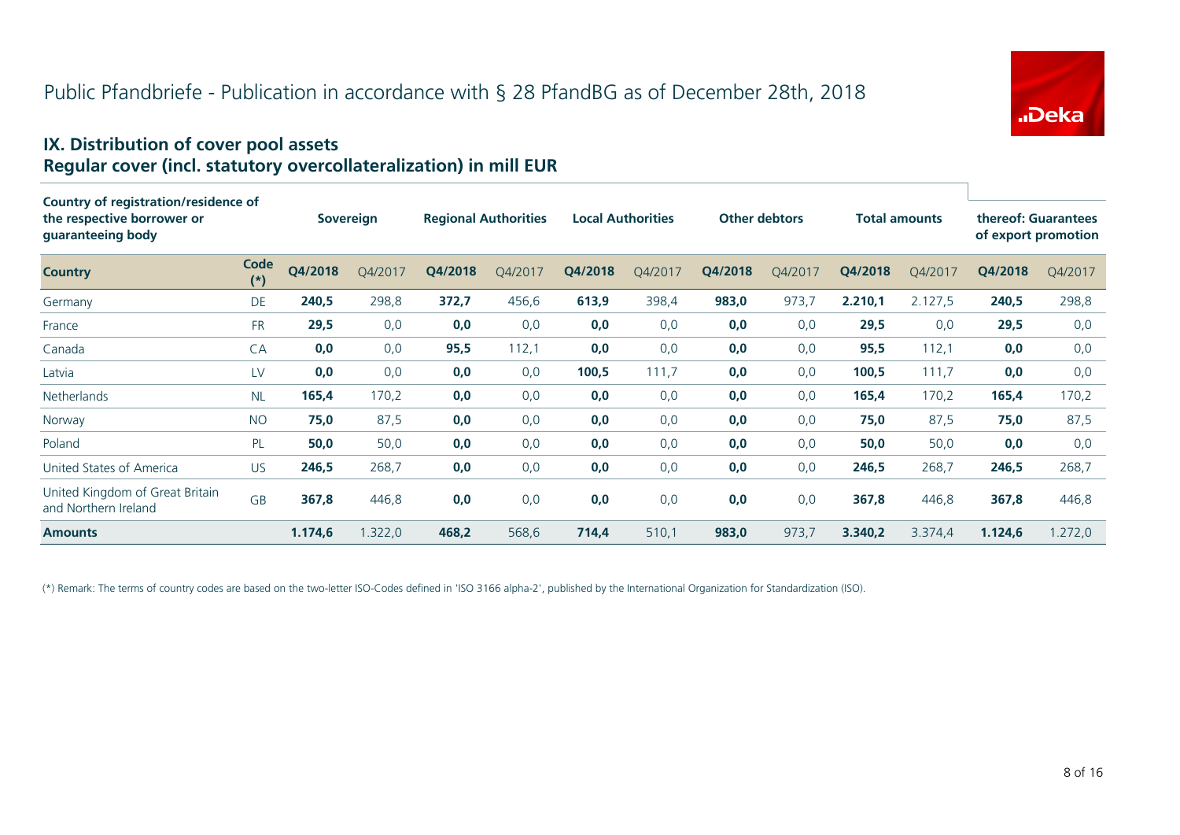# Public Pfandbriefe - Publication in accordance with § 28 PfandBG as of December 28th, 2018

## IX. Distribution of cover pool assets
## Regular cover (incl. statutory overcollateralization) in mill EUR

| Country of registration/residence of the respective borrower or guaranteeing body | | Sovereign | | Regional Authorities | | Local Authorities | | Other debtors | | Total amounts | | thereof: Guarantees of export promotion | |
|---|---|---|---|---|---|---|---|---|---|---|---|---|---|
| **Country** | **Code (*)** | **Q4/2018** | Q4/2017 | **Q4/2018** | Q4/2017 | **Q4/2018** | Q4/2017 | **Q4/2018** | Q4/2017 | **Q4/2018** | Q4/2017 | **Q4/2018** | Q4/2017 |
| Germany | DE | **240,5** | 298,8 | **372,7** | 456,6 | **613,9** | 398,4 | **983,0** | 973,7 | **2.210,1** | 2.127,5 | **240,5** | 298,8 |
| France | FR | **29,5** | 0,0 | **0,0** | 0,0 | **0,0** | 0,0 | **0,0** | 0,0 | **29,5** | 0,0 | **29,5** | 0,0 |
| Canada | CA | **0,0** | 0,0 | **95,5** | 112,1 | **0,0** | 0,0 | **0,0** | 0,0 | **95,5** | 112,1 | **0,0** | 0,0 |
| Latvia | LV | **0,0** | 0,0 | **0,0** | 0,0 | **100,5** | 111,7 | **0,0** | 0,0 | **100,5** | 111,7 | **0,0** | 0,0 |
| Netherlands | NL | **165,4** | 170,2 | **0,0** | 0,0 | **0,0** | 0,0 | **0,0** | 0,0 | **165,4** | 170,2 | **165,4** | 170,2 |
| Norway | NO | **75,0** | 87,5 | **0,0** | 0,0 | **0,0** | 0,0 | **0,0** | 0,0 | **75,0** | 87,5 | **75,0** | 87,5 |
| Poland | PL | **50,0** | 50,0 | **0,0** | 0,0 | **0,0** | 0,0 | **0,0** | 0,0 | **50,0** | 50,0 | **0,0** | 0,0 |
| United States of America | US | **246,5** | 268,7 | **0,0** | 0,0 | **0,0** | 0,0 | **0,0** | 0,0 | **246,5** | 268,7 | **246,5** | 268,7 |
| United Kingdom of Great Britain and Northern Ireland | GB | **367,8** | 446,8 | **0,0** | 0,0 | **0,0** | 0,0 | **0,0** | 0,0 | **367,8** | 446,8 | **367,8** | 446,8 |
| **Amounts** | | **1.174,6** | 1.322,0 | **468,2** | 568,6 | **714,4** | 510,1 | **983,0** | 973,7 | **3.340,2** | 3.374,4 | **1.124,6** | 1.272,0 |

(*) Remark: The terms of country codes are based on the two-letter ISO-Codes defined in 'ISO 3166 alpha-2', published by the International Organization for Standardization (ISO).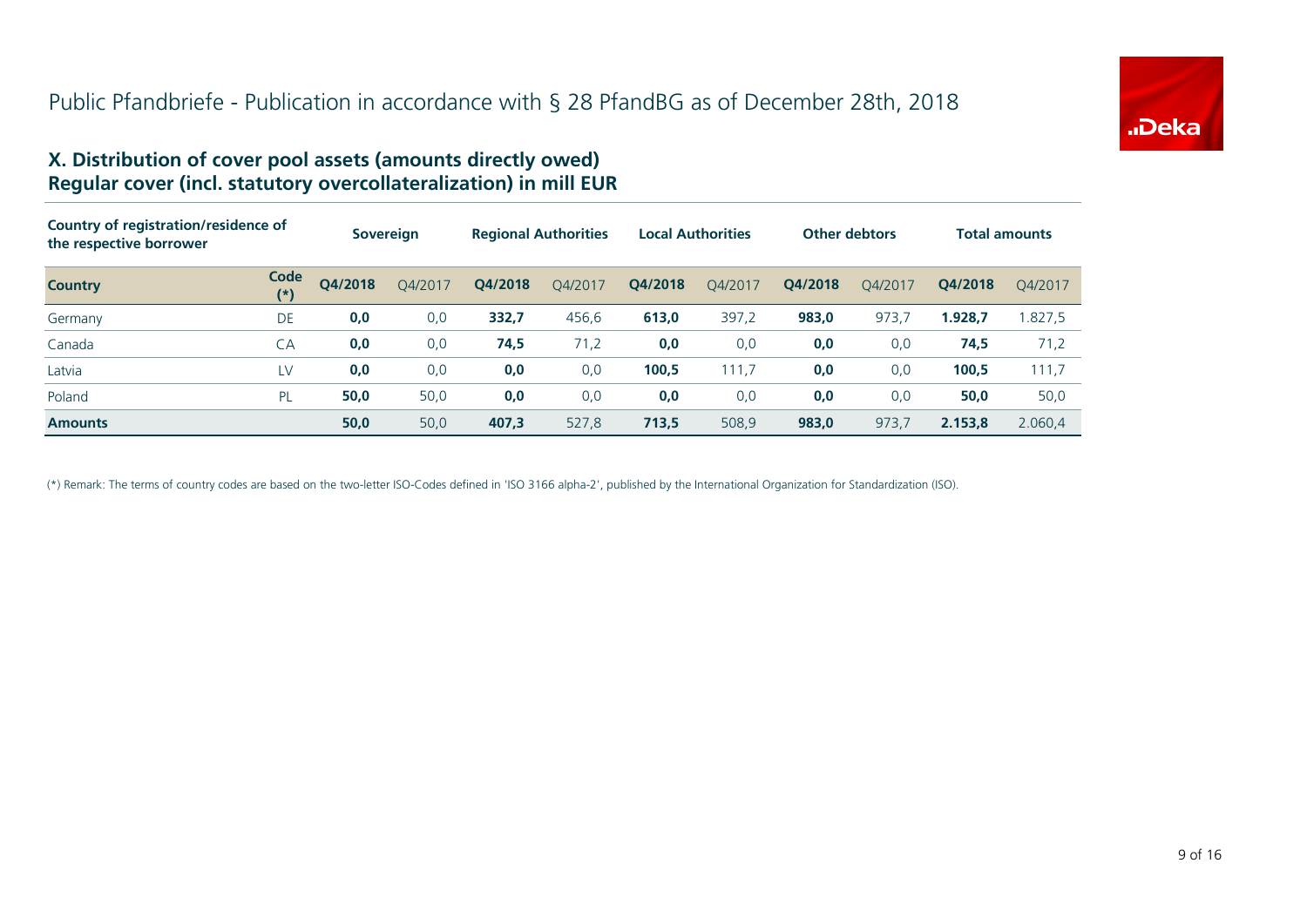# Public Pfandbriefe - Publication in accordance with § 28 PfandBG as of December 28th, 2018

## X. Distribution of cover pool assets (amounts directly owed)
## Regular cover (incl. statutory overcollateralization) in mill EUR

| Country of registration/residence of the respective borrower | | Sovereign | | Regional Authorities | | Local Authorities | | Other debtors | | Total amounts | |
|---|---|---|---|---|---|---|---|---|---|---|---|
| **Country** | **Code (*)** | **Q4/2018** | Q4/2017 | **Q4/2018** | Q4/2017 | **Q4/2018** | Q4/2017 | **Q4/2018** | Q4/2017 | **Q4/2018** | Q4/2017 |
| Germany | DE | **0,0** | 0,0 | **332,7** | 456,6 | **613,0** | 397,2 | **983,0** | 973,7 | **1.928,7** | 1.827,5 |
| Canada | CA | **0,0** | 0,0 | **74,5** | 71,2 | **0,0** | 0,0 | **0,0** | 0,0 | **74,5** | 71,2 |
| Latvia | LV | **0,0** | 0,0 | **0,0** | 0,0 | **100,5** | 111,7 | **0,0** | 0,0 | **100,5** | 111,7 |
| Poland | PL | **50,0** | 50,0 | **0,0** | 0,0 | **0,0** | 0,0 | **0,0** | 0,0 | **50,0** | 50,0 |
| **Amounts** | | **50,0** | 50,0 | **407,3** | 527,8 | **713,5** | 508,9 | **983,0** | 973,7 | **2.153,8** | 2.060,4 |

(*) Remark: The terms of country codes are based on the two-letter ISO-Codes defined in 'ISO 3166 alpha-2', published by the International Organization for Standardization (ISO).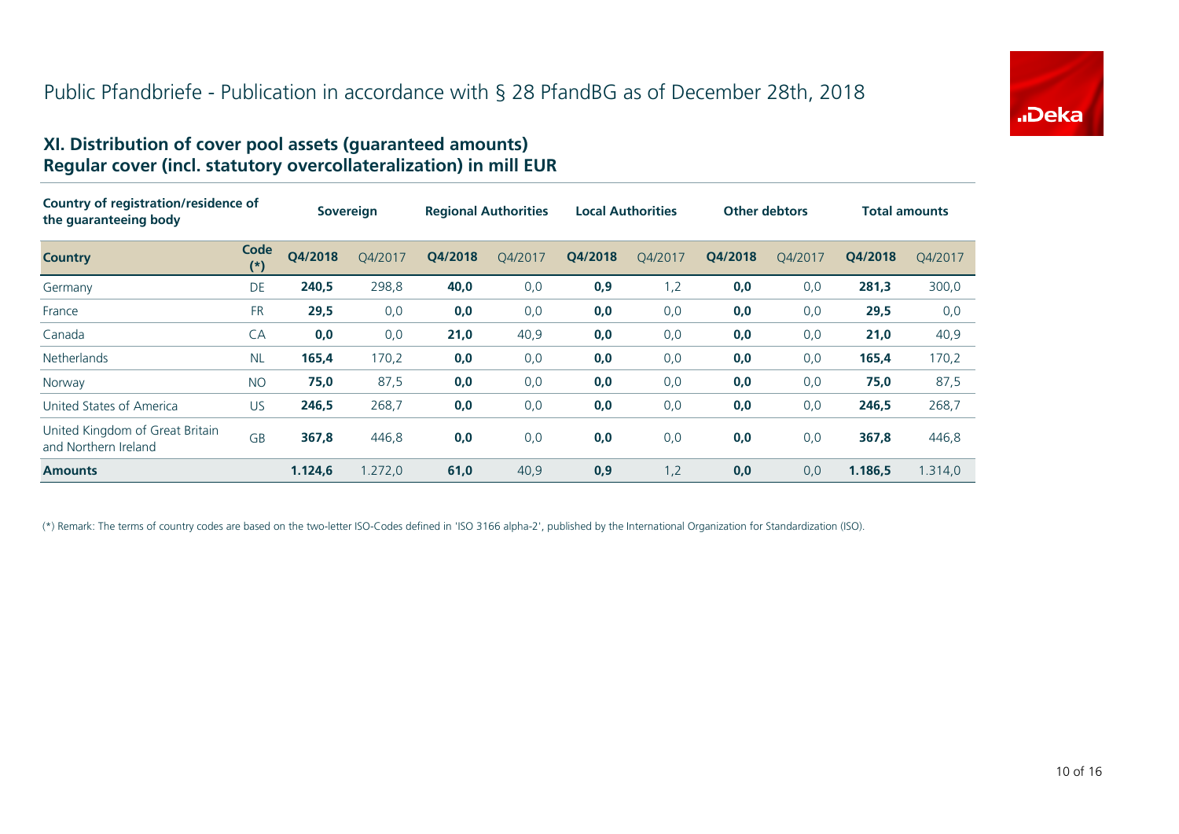# Public Pfandbriefe - Publication in accordance with § 28 PfandBG as of December 28th, 2018

## XI. Distribution of cover pool assets (guaranteed amounts)
## Regular cover (incl. statutory overcollateralization) in mill EUR

| Country of registration/residence of the guaranteeing body | | Sovereign | | Regional Authorities | | Local Authorities | | Other debtors | | Total amounts | |
|---|---|---|---|---|---|---|---|---|---|---|---|
| **Country** | **Code (*)** | **Q4/2018** | Q4/2017 | **Q4/2018** | Q4/2017 | **Q4/2018** | Q4/2017 | **Q4/2018** | Q4/2017 | **Q4/2018** | Q4/2017 |
| Germany | DE | **240,5** | 298,8 | **40,0** | 0,0 | **0,9** | 1,2 | **0,0** | 0,0 | **281,3** | 300,0 |
| France | FR | **29,5** | 0,0 | **0,0** | 0,0 | **0,0** | 0,0 | **0,0** | 0,0 | **29,5** | 0,0 |
| Canada | CA | **0,0** | 0,0 | **21,0** | 40,9 | **0,0** | 0,0 | **0,0** | 0,0 | **21,0** | 40,9 |
| Netherlands | NL | **165,4** | 170,2 | **0,0** | 0,0 | **0,0** | 0,0 | **0,0** | 0,0 | **165,4** | 170,2 |
| Norway | NO | **75,0** | 87,5 | **0,0** | 0,0 | **0,0** | 0,0 | **0,0** | 0,0 | **75,0** | 87,5 |
| United States of America | US | **246,5** | 268,7 | **0,0** | 0,0 | **0,0** | 0,0 | **0,0** | 0,0 | **246,5** | 268,7 |
| United Kingdom of Great Britain and Northern Ireland | GB | **367,8** | 446,8 | **0,0** | 0,0 | **0,0** | 0,0 | **0,0** | 0,0 | **367,8** | 446,8 |
| **Amounts** | | **1.124,6** | 1.272,0 | **61,0** | 40,9 | **0,9** | 1,2 | **0,0** | 0,0 | **1.186,5** | 1.314,0 |

(*) Remark: The terms of country codes are based on the two-letter ISO-Codes defined in 'ISO 3166 alpha-2', published by the International Organization for Standardization (ISO).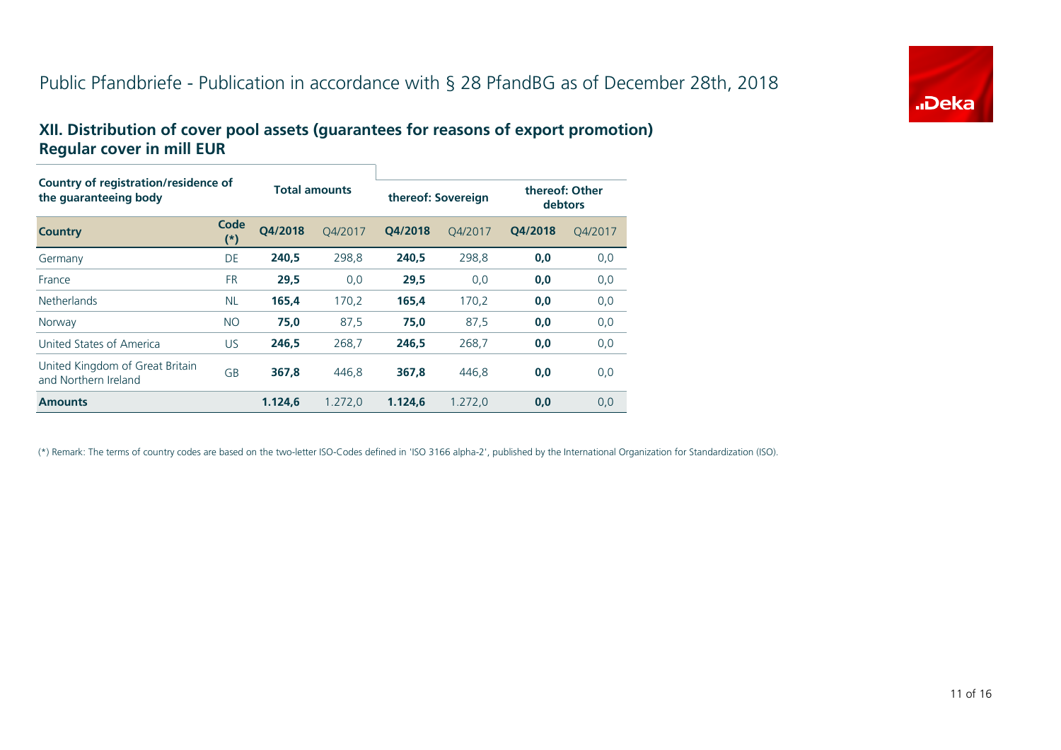# Public Pfandbriefe - Publication in accordance with § 28 PfandBG as of December 28th, 2018

## XII. Distribution of cover pool assets (guarantees for reasons of export promotion)
## Regular cover in mill EUR

| Country of registration/residence of the guaranteeing body | | Total amounts | | thereof: Sovereign | | thereof: Other debtors | |
|---|---|---|---|---|---|---|---|
| **Country** | **Code (*)** | **Q4/2018** | Q4/2017 | **Q4/2018** | Q4/2017 | **Q4/2018** | Q4/2017 |
| Germany | DE | **240,5** | 298,8 | **240,5** | 298,8 | **0,0** | 0,0 |
| France | FR | **29,5** | 0,0 | **29,5** | 0,0 | **0,0** | 0,0 |
| Netherlands | NL | **165,4** | 170,2 | **165,4** | 170,2 | **0,0** | 0,0 |
| Norway | NO | **75,0** | 87,5 | **75,0** | 87,5 | **0,0** | 0,0 |
| United States of America | US | **246,5** | 268,7 | **246,5** | 268,7 | **0,0** | 0,0 |
| United Kingdom of Great Britain and Northern Ireland | GB | **367,8** | 446,8 | **367,8** | 446,8 | **0,0** | 0,0 |
| **Amounts** | | **1.124,6** | 1.272,0 | **1.124,6** | 1.272,0 | **0,0** | 0,0 |

(*) Remark: The terms of country codes are based on the two-letter ISO-Codes defined in 'ISO 3166 alpha-2', published by the International Organization for Standardization (ISO).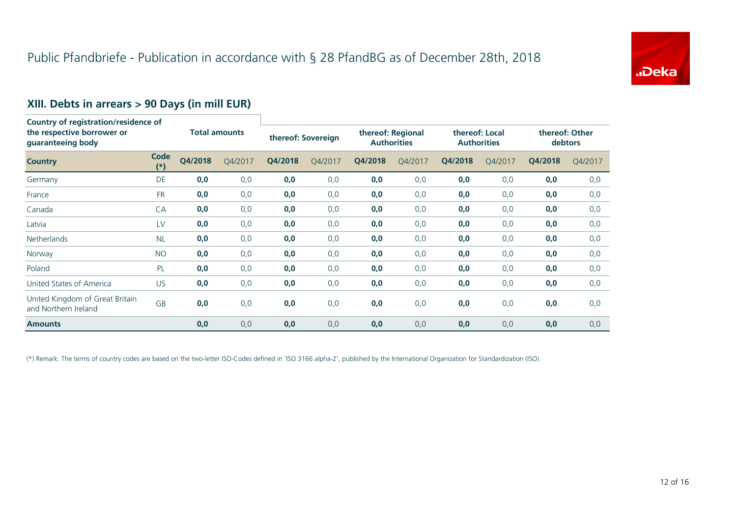# Public Pfandbriefe - Publication in accordance with § 28 PfandBG as of December 28th, 2018

## XIII. Debts in arrears > 90 Days (in mill EUR)

| Country of registration/residence of the respective borrower or guaranteeing body | | Total amounts | | thereof: Sovereign | | thereof: Regional Authorities | | thereof: Local Authorities | | thereof: Other debtors | |
|---|---|---|---|---|---|---|---|---|---|---|---|
| **Country** | **Code (*)** | **Q4/2018** | Q4/2017 | **Q4/2018** | Q4/2017 | **Q4/2018** | Q4/2017 | **Q4/2018** | Q4/2017 | **Q4/2018** | Q4/2017 |
| Germany | DE | **0,0** | 0,0 | **0,0** | 0,0 | **0,0** | 0,0 | **0,0** | 0,0 | **0,0** | 0,0 |
| France | FR | **0,0** | 0,0 | **0,0** | 0,0 | **0,0** | 0,0 | **0,0** | 0,0 | **0,0** | 0,0 |
| Canada | CA | **0,0** | 0,0 | **0,0** | 0,0 | **0,0** | 0,0 | **0,0** | 0,0 | **0,0** | 0,0 |
| Latvia | LV | **0,0** | 0,0 | **0,0** | 0,0 | **0,0** | 0,0 | **0,0** | 0,0 | **0,0** | 0,0 |
| Netherlands | NL | **0,0** | 0,0 | **0,0** | 0,0 | **0,0** | 0,0 | **0,0** | 0,0 | **0,0** | 0,0 |
| Norway | NO | **0,0** | 0,0 | **0,0** | 0,0 | **0,0** | 0,0 | **0,0** | 0,0 | **0,0** | 0,0 |
| Poland | PL | **0,0** | 0,0 | **0,0** | 0,0 | **0,0** | 0,0 | **0,0** | 0,0 | **0,0** | 0,0 |
| United States of America | US | **0,0** | 0,0 | **0,0** | 0,0 | **0,0** | 0,0 | **0,0** | 0,0 | **0,0** | 0,0 |
| United Kingdom of Great Britain and Northern Ireland | GB | **0,0** | 0,0 | **0,0** | 0,0 | **0,0** | 0,0 | **0,0** | 0,0 | **0,0** | 0,0 |
| **Amounts** | | **0,0** | 0,0 | **0,0** | 0,0 | **0,0** | 0,0 | **0,0** | 0,0 | **0,0** | 0,0 |

(*) Remark: The terms of country codes are based on the two-letter ISO-Codes defined in 'ISO 3166 alpha-2', published by the International Organization for Standardization (ISO).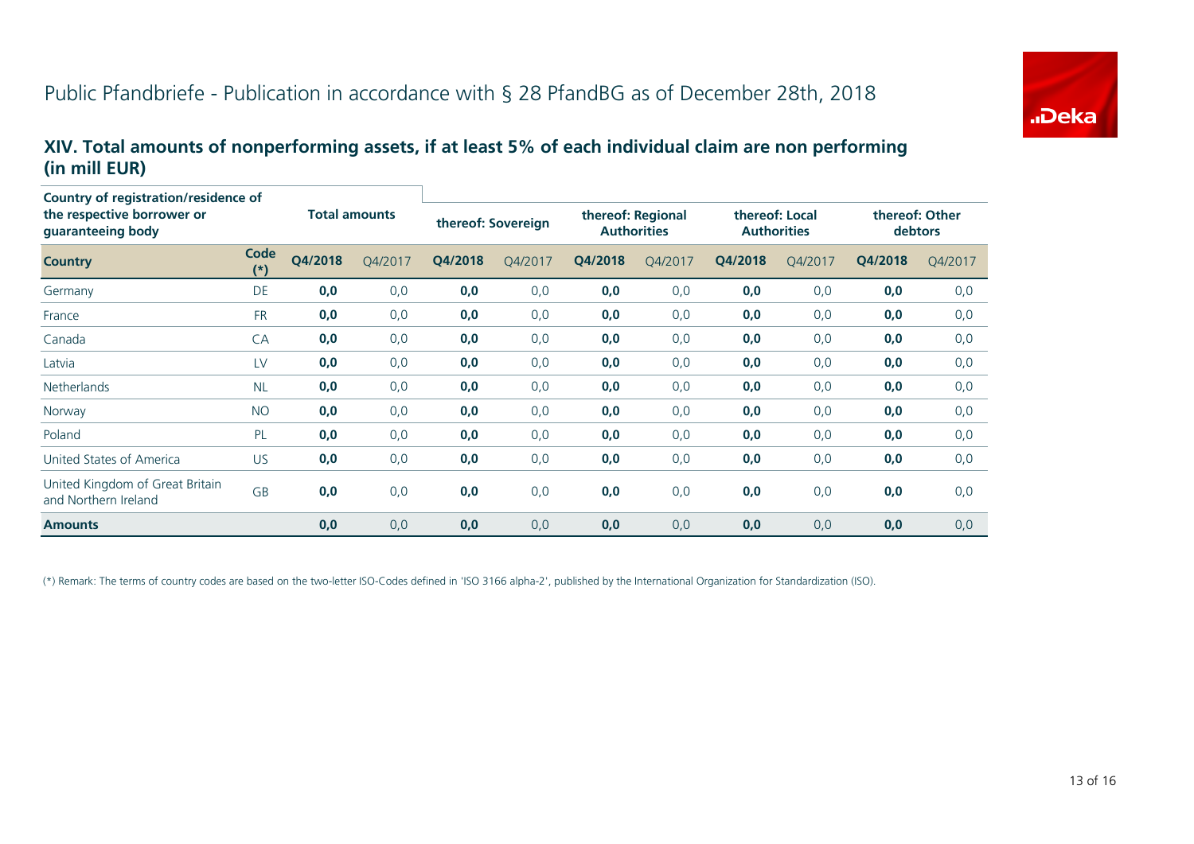# Public Pfandbriefe - Publication in accordance with § 28 PfandBG as of December 28th, 2018

## XIV. Total amounts of nonperforming assets, if at least 5% of each individual claim are non performing (in mill EUR)

| Country of registration/residence of the respective borrower or guaranteeing body | | Total amounts | | thereof: Sovereign | | thereof: Regional Authorities | | thereof: Local Authorities | | thereof: Other debtors | |
|---|---|---|---|---|---|---|---|---|---|---|---|
| **Country** | **Code (*)** | **Q4/2018** | Q4/2017 | **Q4/2018** | Q4/2017 | **Q4/2018** | Q4/2017 | **Q4/2018** | Q4/2017 | **Q4/2018** | Q4/2017 |
| Germany | DE | **0,0** | 0,0 | **0,0** | 0,0 | **0,0** | 0,0 | **0,0** | 0,0 | **0,0** | 0,0 |
| France | FR | **0,0** | 0,0 | **0,0** | 0,0 | **0,0** | 0,0 | **0,0** | 0,0 | **0,0** | 0,0 |
| Canada | CA | **0,0** | 0,0 | **0,0** | 0,0 | **0,0** | 0,0 | **0,0** | 0,0 | **0,0** | 0,0 |
| Latvia | LV | **0,0** | 0,0 | **0,0** | 0,0 | **0,0** | 0,0 | **0,0** | 0,0 | **0,0** | 0,0 |
| Netherlands | NL | **0,0** | 0,0 | **0,0** | 0,0 | **0,0** | 0,0 | **0,0** | 0,0 | **0,0** | 0,0 |
| Norway | NO | **0,0** | 0,0 | **0,0** | 0,0 | **0,0** | 0,0 | **0,0** | 0,0 | **0,0** | 0,0 |
| Poland | PL | **0,0** | 0,0 | **0,0** | 0,0 | **0,0** | 0,0 | **0,0** | 0,0 | **0,0** | 0,0 |
| United States of America | US | **0,0** | 0,0 | **0,0** | 0,0 | **0,0** | 0,0 | **0,0** | 0,0 | **0,0** | 0,0 |
| United Kingdom of Great Britain and Northern Ireland | GB | **0,0** | 0,0 | **0,0** | 0,0 | **0,0** | 0,0 | **0,0** | 0,0 | **0,0** | 0,0 |
| **Amounts** | | **0,0** | 0,0 | **0,0** | 0,0 | **0,0** | 0,0 | **0,0** | 0,0 | **0,0** | 0,0 |

(*) Remark: The terms of country codes are based on the two-letter ISO-Codes defined in 'ISO 3166 alpha-2', published by the International Organization for Standardization (ISO).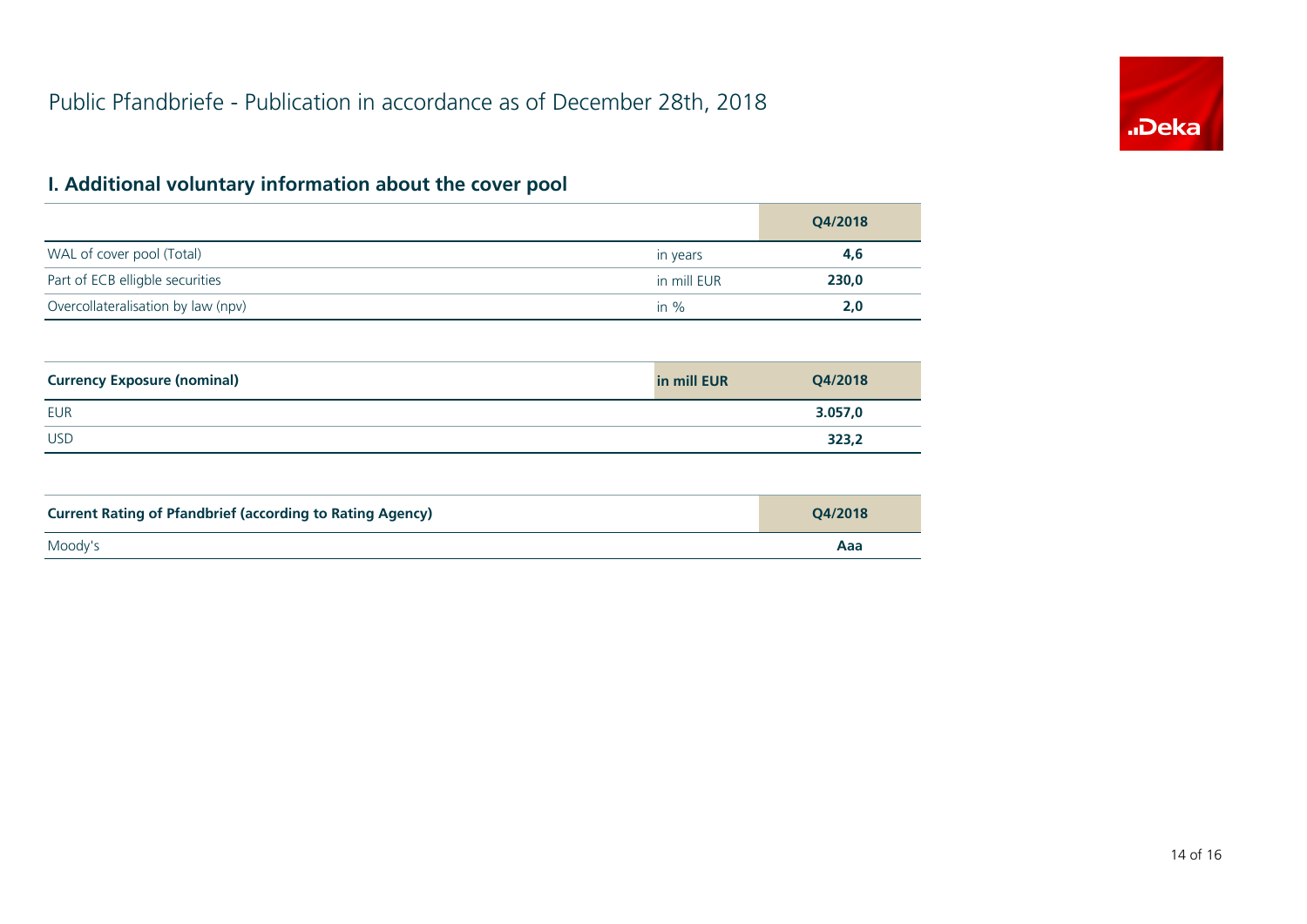# Public Pfandbriefe - Publication in accordance as of December 28th, 2018

## I. Additional voluntary information about the cover pool

| | | Q4/2018 |
|---|---|---|
| WAL of cover pool (Total) | in years | **4,6** |
| Part of ECB elligble securities | in mill EUR | **230,0** |
| Overcollateralisation by law (npv) | in % | **2,0** |

| **Currency Exposure (nominal)** | **in mill EUR** | **Q4/2018** |
|---|---|---|
| EUR | | **3.057,0** |
| USD | | **323,2** |

| **Current Rating of Pfandbrief (according to Rating Agency)** | **Q4/2018** |
|---|---|
| Moody's | **Aaa** |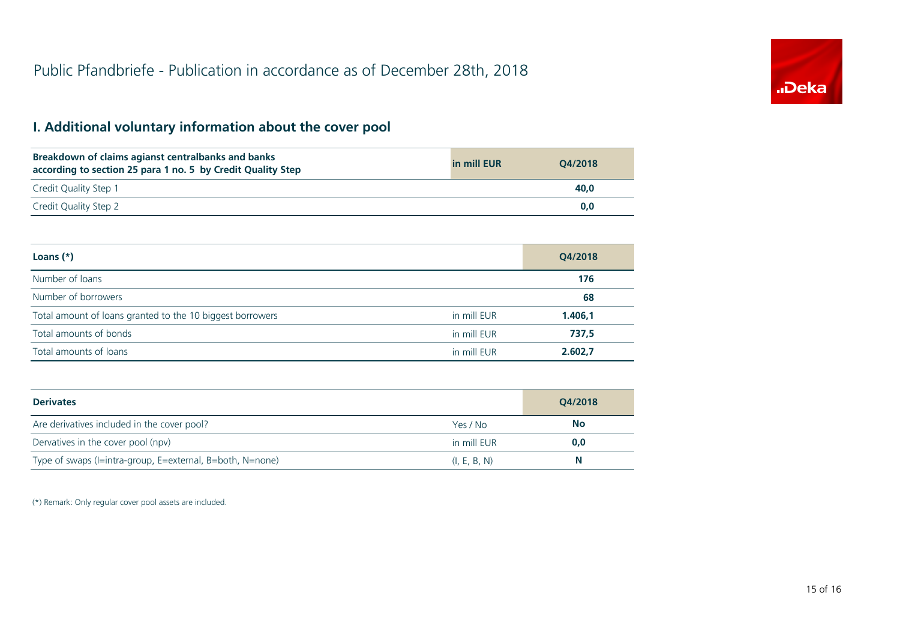# Public Pfandbriefe - Publication in accordance as of December 28th, 2018

## I. Additional voluntary information about the cover pool

| Breakdown of claims agianst centralbanks and banks according to section 25 para 1 no. 5 by Credit Quality Step | in mill EUR | Q4/2018 |
|---|---|---|
| Credit Quality Step 1 | | **40,0** |
| Credit Quality Step 2 | | **0,0** |

| Loans (*) | | Q4/2018 |
|---|---|---|
| Number of loans | | **176** |
| Number of borrowers | | **68** |
| Total amount of loans granted to the 10 biggest borrowers | in mill EUR | **1.406,1** |
| Total amounts of bonds | in mill EUR | **737,5** |
| Total amounts of loans | in mill EUR | **2.602,7** |

| Derivates | | Q4/2018 |
|---|---|---|
| Are derivatives included in the cover pool? | Yes / No | **No** |
| Dervatives in the cover pool (npv) | in mill EUR | **0,0** |
| Type of swaps (I=intra-group, E=external, B=both, N=none) | (I, E, B, N) | **N** |

(*) Remark: Only regular cover pool assets are included.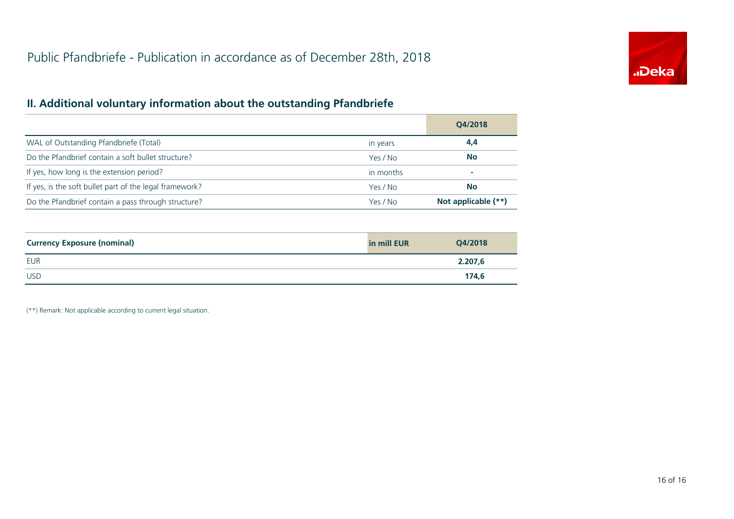# Public Pfandbriefe - Publication in accordance as of December 28th, 2018

## II. Additional voluntary information about the outstanding Pfandbriefe

| | | Q4/2018 |
|---|---|---|
| WAL of Outstanding Pfandbriefe (Total) | in years | **4,4** |
| Do the Pfandbrief contain a soft bullet structure? | Yes / No | **No** |
| If yes, how long is the extension period? | in months | - |
| If yes, is the soft bullet part of the legal framework? | Yes / No | **No** |
| Do the Pfandbrief contain a pass through structure? | Yes / No | **Not applicable (**)** |

| **Currency Exposure (nominal)** | **in mill EUR** | **Q4/2018** |
|---|---|---|
| EUR | | **2.207,6** |
| USD | | **174,6** |

(**) Remark: Not applicable according to current legal situation.